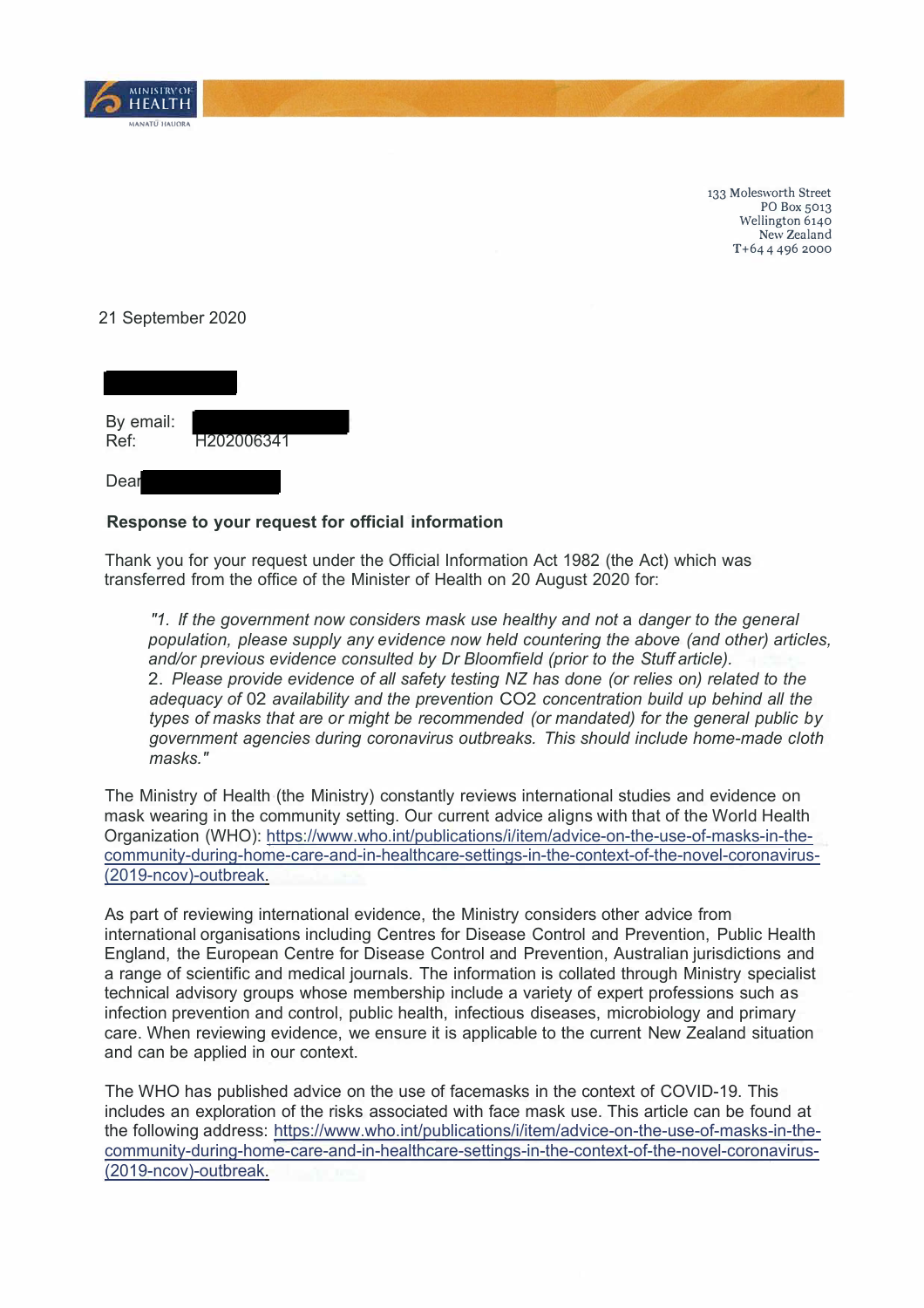133 Molesworth Street
PO Box 5013
Wellington 6140
New Zealand
T+64 4 496 2000

21 September 2020

By email:
Ref: H202006341

Dear

**Response to your request for official information**

Thank you for your request under the Official Information Act 1982 (the Act) which was transferred from the office of the Minister of Health on 20 August 2020 for:

> *"1. If the government now considers mask use healthy and not a danger to the general population, please supply any evidence now held countering the above (and other) articles, and/or previous evidence consulted by Dr Bloomfield (prior to the Stuff article).*
> *2. Please provide evidence of all safety testing NZ has done (or relies on) related to the adequacy of 02 availability and the prevention CO2 concentration build up behind all the types of masks that are or might be recommended (or mandated) for the general public by government agencies during coronavirus outbreaks. This should include home-made cloth masks."*

The Ministry of Health (the Ministry) constantly reviews international studies and evidence on mask wearing in the community setting. Our current advice aligns with that of the World Health Organization (WHO): https://www.who.int/publications/i/item/advice-on-the-use-of-masks-in-the-community-during-home-care-and-in-healthcare-settings-in-the-context-of-the-novel-coronavirus-(2019-ncov)-outbreak.

As part of reviewing international evidence, the Ministry considers other advice from international organisations including Centres for Disease Control and Prevention, Public Health England, the European Centre for Disease Control and Prevention, Australian jurisdictions and a range of scientific and medical journals. The information is collated through Ministry specialist technical advisory groups whose membership include a variety of expert professions such as infection prevention and control, public health, infectious diseases, microbiology and primary care. When reviewing evidence, we ensure it is applicable to the current New Zealand situation and can be applied in our context.

The WHO has published advice on the use of facemasks in the context of COVID-19. This includes an exploration of the risks associated with face mask use. This article can be found at the following address: https://www.who.int/publications/i/item/advice-on-the-use-of-masks-in-the-community-during-home-care-and-in-healthcare-settings-in-the-context-of-the-novel-coronavirus-(2019-ncov)-outbreak.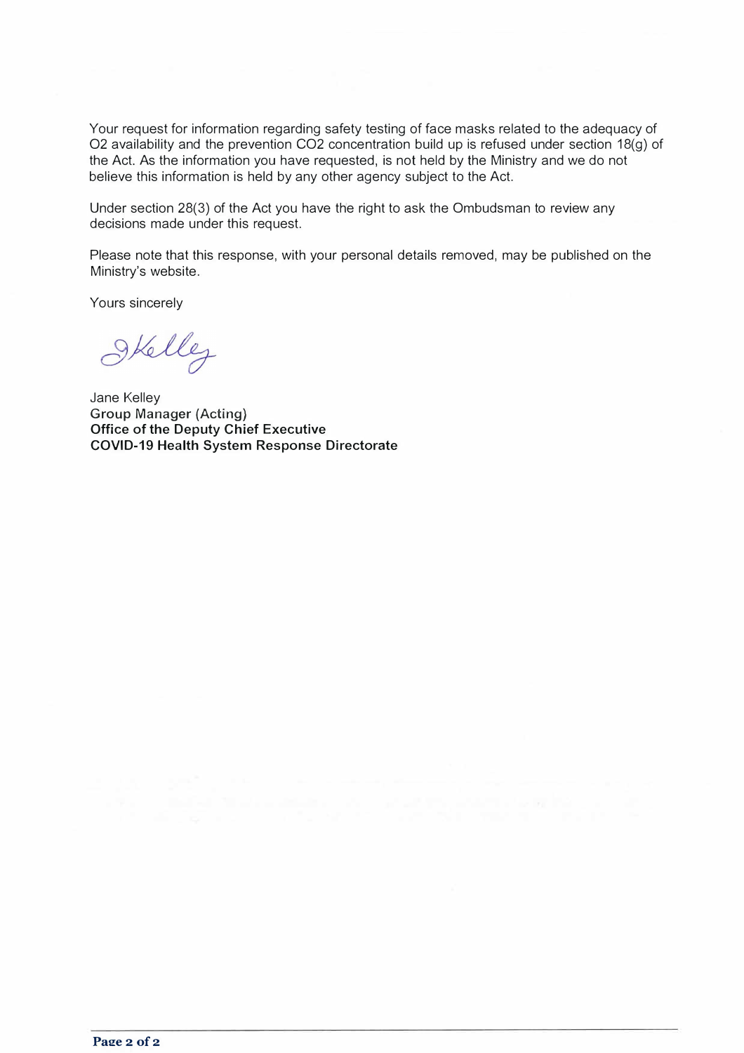Your request for information regarding safety testing of face masks related to the adequacy of $O_2$ availability and the prevention $CO_2$ concentration build up is refused under section 18(g) of the Act. As the information you have requested, is not held by the Ministry and we do not believe this information is held by any other agency subject to the Act.

Under section 28(3) of the Act you have the right to ask the Ombudsman to review any decisions made under this request.

Please note that this response, with your personal details removed, may be published on the Ministry's website.

Yours sincerely

JKelley

Jane Kelley
**Group Manager (Acting)**
**Office of the Deputy Chief Executive**
**COVID-19 Health System Response Directorate**